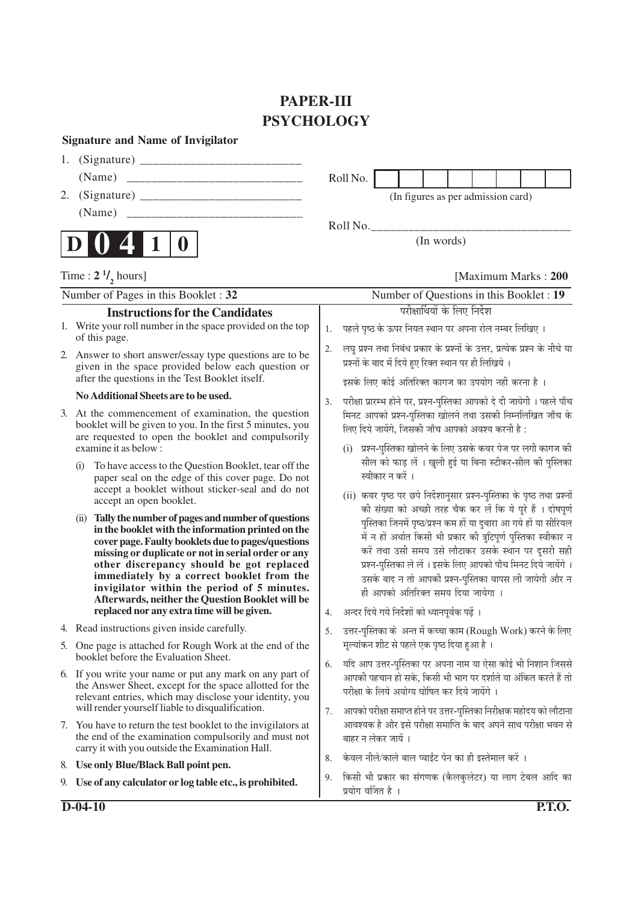# PAPER-III
# PSYCHOLOGY

**Signature and Name of Invigilator**

1. (Signature) __________________________

   (Name) ____________________________

2. (Signature) __________________________

   (Name) ____________________________

Roll No. | | | | | | | | |

(In figures as per admission card)

Roll No.________________________________

(In words)

**D 0 4 1 0**

Time : $2\frac{1}{2}$ hours] [Maximum Marks : **200**

Number of Pages in this Booklet : **32** Number of Questions in this Booklet : **19**

## Instructions for the Candidates

1. Write your roll number in the space provided on the top of this page.
2. Answer to short answer/essay type questions are to be given in the space provided below each question or after the questions in the Test Booklet itself.

   **No Additional Sheets are to be used.**
3. At the commencement of examination, the question booklet will be given to you. In the first 5 minutes, you are requested to open the booklet and compulsorily examine it as below :
   (i) To have access to the Question Booklet, tear off the paper seal on the edge of this cover page. Do not accept a booklet without sticker-seal and do not accept an open booklet.
   (ii) **Tally the number of pages and number of questions in the booklet with the information printed on the cover page. Faulty booklets due to pages/questions missing or duplicate or not in serial order or any other discrepancy should be got replaced immediately by a correct booklet from the invigilator within the period of 5 minutes. Afterwards, neither the Question Booklet will be replaced nor any extra time will be given.**
4. Read instructions given inside carefully.
5. One page is attached for Rough Work at the end of the booklet before the Evaluation Sheet.
6. If you write your name or put any mark on any part of the Answer Sheet, except for the space allotted for the relevant entries, which may disclose your identity, you will render yourself liable to disqualification.
7. You have to return the test booklet to the invigilators at the end of the examination compulsorily and must not carry it with you outside the Examination Hall.
8. **Use only Blue/Black Ball point pen.**
9. **Use of any calculator or log table etc., is prohibited.**

## परीक्षार्थियों के लिए निर्देश

1. पहले पृष्ठ के ऊपर नियत स्थान पर अपना रोल नम्बर लिखिए ।
2. लघु प्रश्न तथा निबंध प्रकार के प्रश्नों के उत्तर, प्रत्येक प्रश्न के नीचे या प्रश्नों के बाद में दिये हुए रिक्त स्थान पर ही लिखिये ।

   इसके लिए कोई अतिरिक्त कागज का उपयोग नहीं करना है ।
3. परीक्षा प्रारम्भ होने पर, प्रश्न-पुस्तिका आपको दे दी जायेगी । पहले पाँच मिनट आपको प्रश्न-पुस्तिका खोलने तथा उसकी निम्नलिखित जाँच के लिए दिये जायेंगे, जिसकी जाँच आपको अवश्य करनी है :
   (i) प्रश्न-पुस्तिका खोलने के लिए उसके कवर पेज पर लगी कागज की सील को फाड़ लें । खुली हुई या बिना स्टीकर-सील की पुस्तिका स्वीकार न करें ।
   (ii) कवर पृष्ठ पर छपे निर्देशानुसार प्रश्न-पुस्तिका के पृष्ठ तथा प्रश्नों की संख्या को अच्छी तरह चैक कर लें कि ये पूरे हैं । दोषपूर्ण पुस्तिका जिनमें पृष्ठ/प्रश्न कम हों या दुबारा आ गये हों या सीरियल में न हों अर्थात किसी भी प्रकार की त्रुटिपूर्ण पुस्तिका स्वीकार न करें तथा उसी समय उसे लौटाकर उसके स्थान पर दूसरी सही प्रश्न-पुस्तिका ले लें । इसके लिए आपको पाँच मिनट दिये जायेंगे । उसके बाद न तो आपकी प्रश्न-पुस्तिका वापस ली जायेगी और न ही आपको अतिरिक्त समय दिया जायेगा ।
4. अन्दर दिये गये निर्देशों को ध्यानपूर्वक पढ़ें ।
5. उत्तर-पुस्तिका के अन्त में कच्चा काम (Rough Work) करने के लिए मूल्यांकन शीट से पहले एक पृष्ठ दिया हुआ है ।
6. यदि आप उत्तर-पुस्तिका पर अपना नाम या ऐसा कोई भी निशान जिससे आपकी पहचान हो सके, किसी भी भाग पर दर्शाते या अंकित करते हैं तो परीक्षा के लिये अयोग्य घोषित कर दिये जायेंगे ।
7. आपको परीक्षा समाप्त होने पर उत्तर-पुस्तिका निरीक्षक महोदय को लौटाना आवश्यक है और इसे परीक्षा समाप्ति के बाद अपने साथ परीक्षा भवन से बाहर न लेकर जायें ।
8. केवल नीले/काले बाल प्वाईंट पेन का ही इस्तेमाल करें ।
9. किसी भी प्रकार का संगणक (कैलकुलेटर) या लाग टेबल आदि का प्रयोग वर्जित है ।

**D-04-10** **P.T.O.**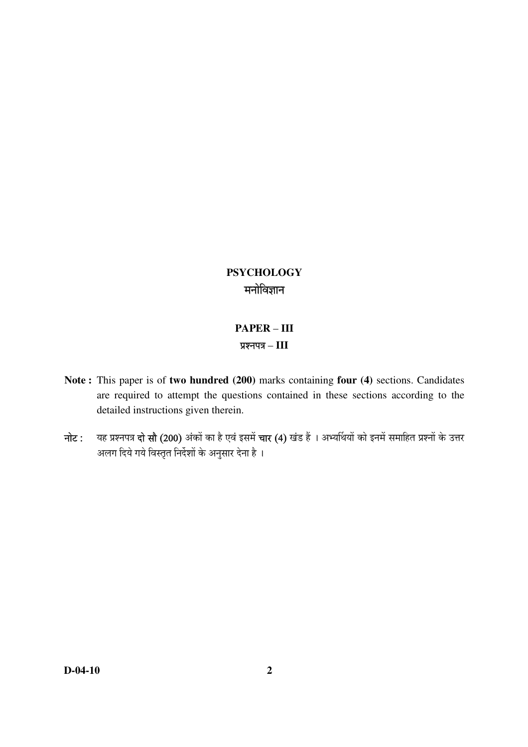# PSYCHOLOGY

# मनोविज्ञान

## PAPER – III

## प्रश्नपत्र – III

**Note :** This paper is of **two hundred (200)** marks containing **four (4)** sections. Candidates are required to attempt the questions contained in these sections according to the detailed instructions given therein.

**नोट :** यह प्रश्नपत्र **दो सौ (200)** अंकों का है एवं इसमें **चार (4)** खंड हैं । अभ्यर्थियों को इनमें समाहित प्रश्नों के उत्तर अलग दिये गये विस्तृत निर्देशों के अनुसार देना है ।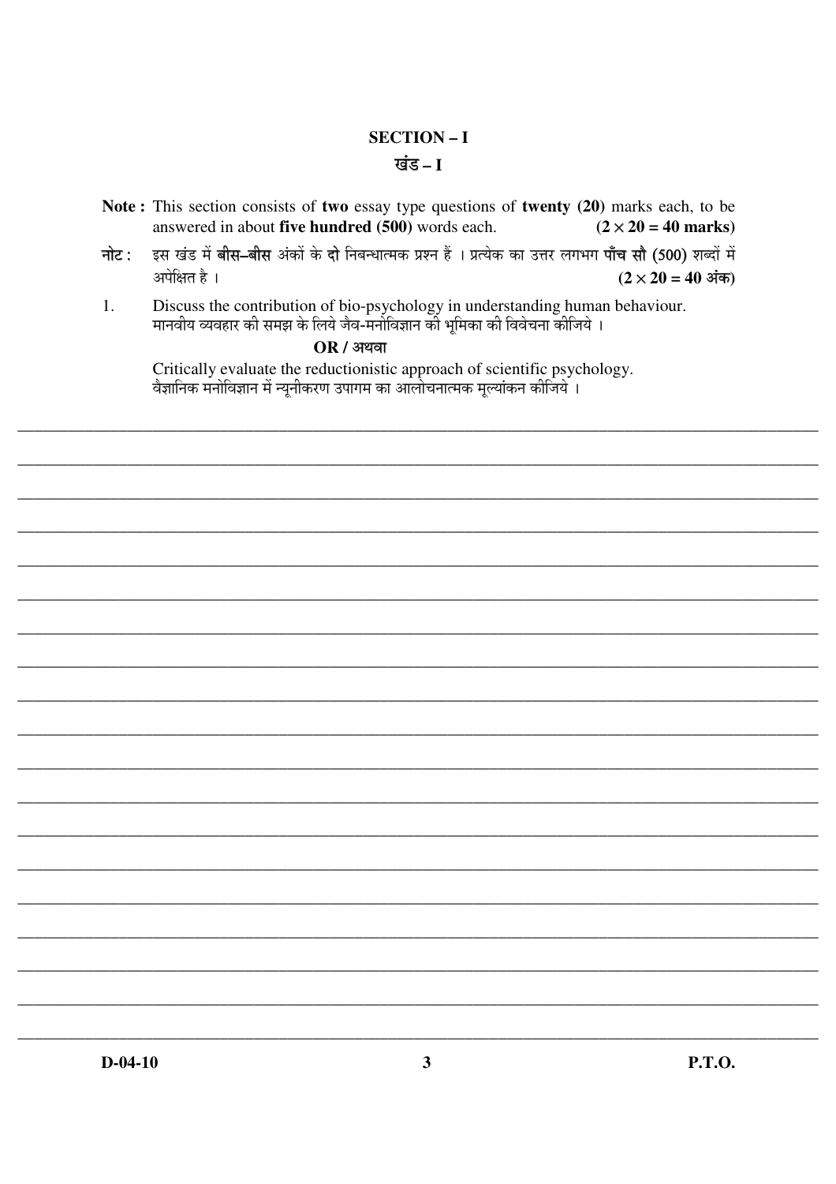## SECTION – I
## खंड – I

**Note :** This section consists of **two** essay type questions of **twenty (20)** marks each, to be answered in about **five hundred (500)** words each. **(2 × 20 = 40 marks)**

**नोट :** इस खंड में **बीस–बीस** अंकों के **दो** निबन्धात्मक प्रश्न हैं । प्रत्येक का उत्तर लगभग **पाँच सौ** (500) शब्दों में अपेक्षित है । **(2 × 20 = 40 अंक)**

1. Discuss the contribution of bio-psychology in understanding human behaviour.
   मानवीय व्यवहार की समझ के लिये जैव-मनोविज्ञान की भूमिका की विवेचना कीजिये ।

   **OR / अथवा**

   Critically evaluate the reductionistic approach of scientific psychology.
   वैज्ञानिक मनोविज्ञान में न्यूनीकरण उपागम का आलोचनात्मक मूल्यांकन कीजिये ।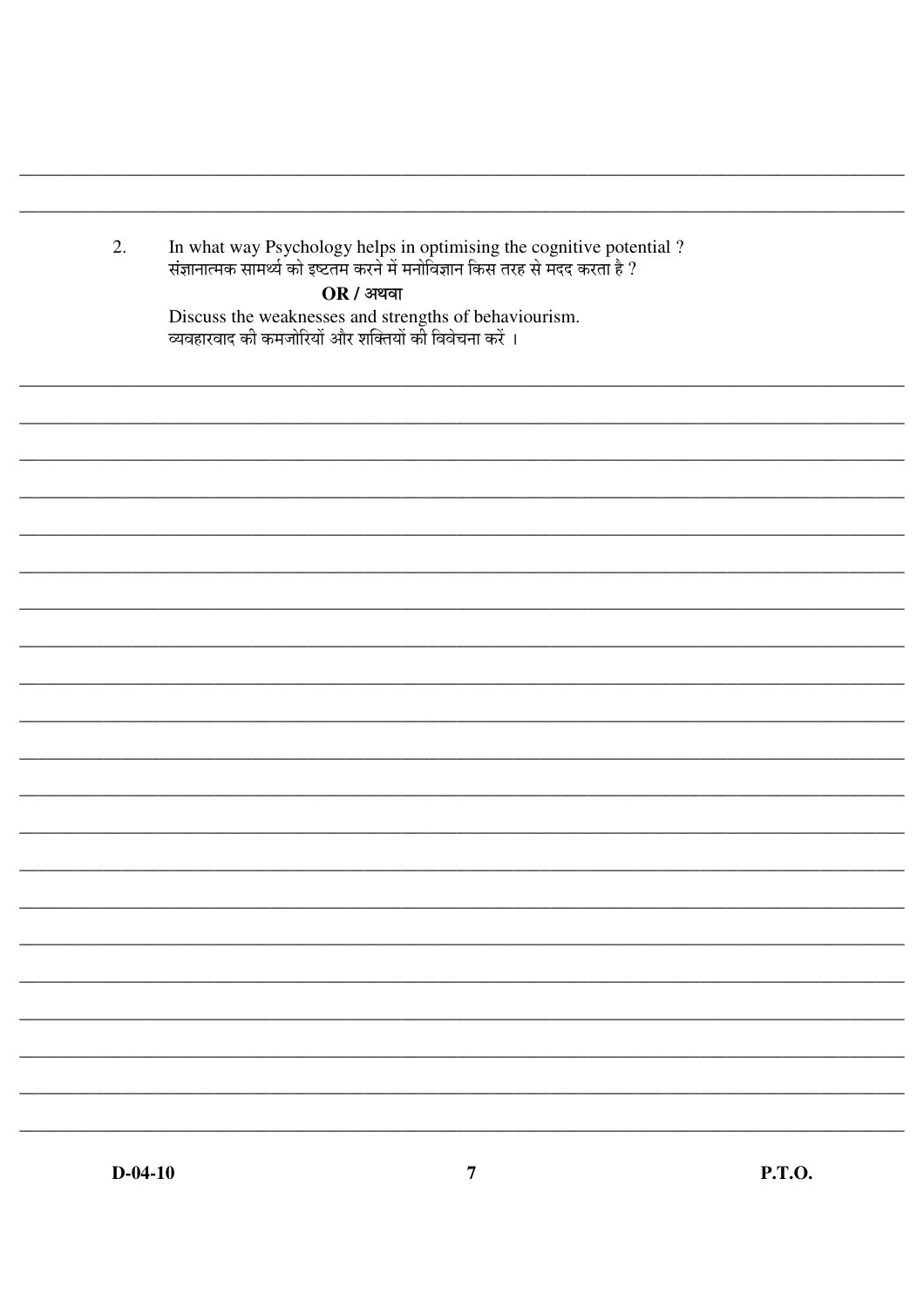2. In what way Psychology helps in optimising the cognitive potential ?
संज्ञानात्मक सामर्थ्य को इष्टतम करने में मनोविज्ञान किस तरह से मदद करता है ?

**OR / अथवा**

Discuss the weaknesses and strengths of behaviourism.
व्यवहारवाद की कमजोरियों और शक्तियों की विवेचना करें ।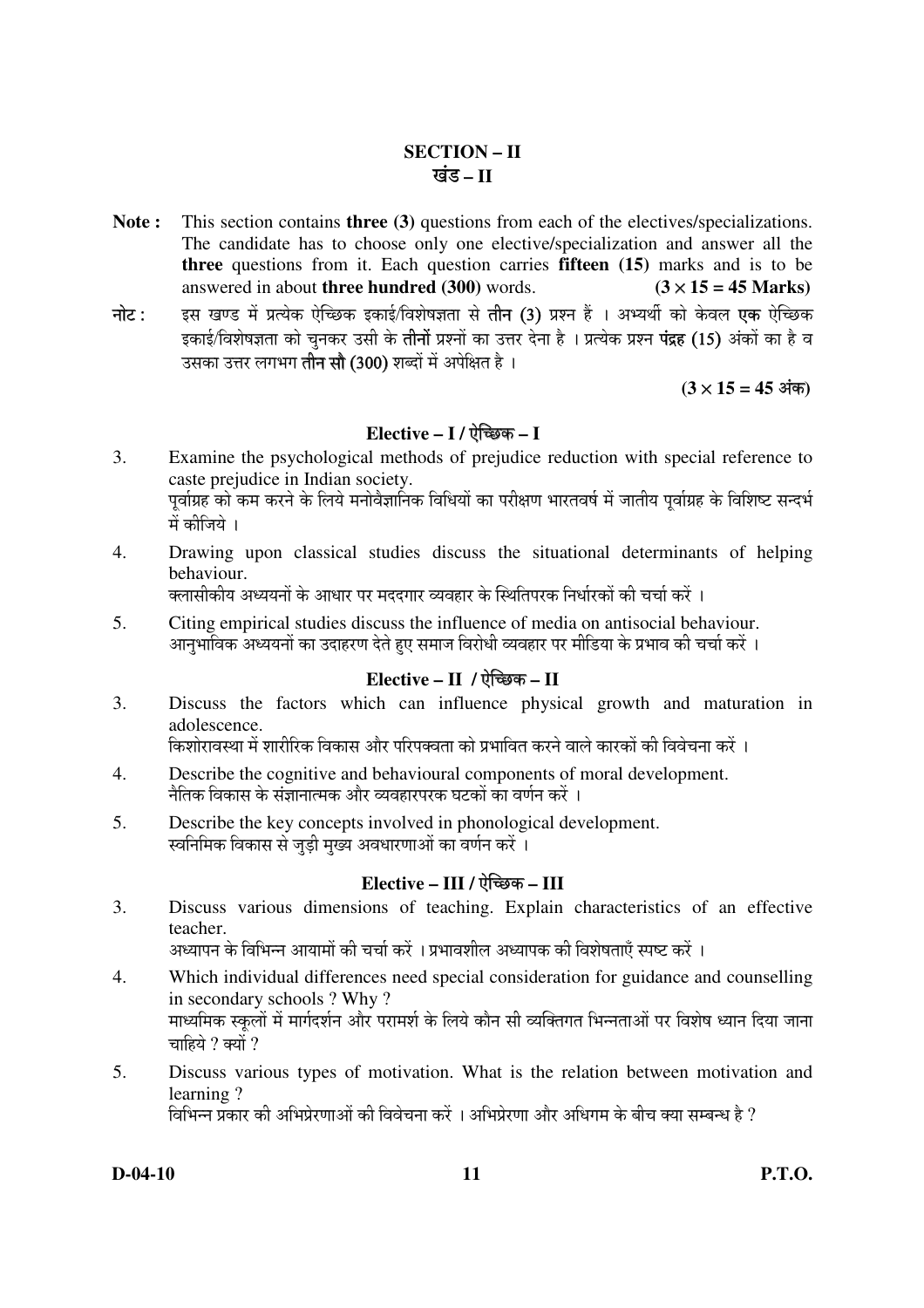## SECTION – II
## खंड – II

**Note :** This section contains **three (3)** questions from each of the electives/specializations. The candidate has to choose only one elective/specialization and answer all the **three** questions from it. Each question carries **fifteen (15)** marks and is to be answered in about **three hundred (300)** words. **(3 × 15 = 45 Marks)**

**नोट :** इस खण्ड में प्रत्येक ऐच्छिक इकाई/विशेषज्ञता से **तीन (3)** प्रश्न हैं । अभ्यर्थी को केवल **एक** ऐच्छिक इकाई/विशेषज्ञता को चुनकर उसी के **तीनों** प्रश्नों का उत्तर देना है । प्रत्येक प्रश्न **पंद्रह (15)** अंकों का है व उसका उत्तर लगभग **तीन सौ (300)** शब्दों में अपेक्षित है ।

**(3 × 15 = 45 अंक)**

### Elective – I / ऐच्छिक – I

3. Examine the psychological methods of prejudice reduction with special reference to caste prejudice in Indian society.
पूर्वाग्रह को कम करने के लिये मनोवैज्ञानिक विधियों का परीक्षण भारतवर्ष में जातीय पूर्वाग्रह के विशिष्ट सन्दर्भ में कीजिये ।

4. Drawing upon classical studies discuss the situational determinants of helping behaviour.
क्लासीकीय अध्ययनों के आधार पर मददगार व्यवहार के स्थितिपरक निर्धारकों की चर्चा करें ।

5. Citing empirical studies discuss the influence of media on antisocial behaviour.
आनुभाविक अध्ययनों का उदाहरण देते हुए समाज विरोधी व्यवहार पर मीडिया के प्रभाव की चर्चा करें ।

### Elective – II / ऐच्छिक – II

3. Discuss the factors which can influence physical growth and maturation in adolescence.
किशोरावस्था में शारीरिक विकास और परिपक्वता को प्रभावित करने वाले कारकों की विवेचना करें ।

4. Describe the cognitive and behavioural components of moral development.
नैतिक विकास के संज्ञानात्मक और व्यवहारपरक घटकों का वर्णन करें ।

5. Describe the key concepts involved in phonological development.
स्वनिमिक विकास से जुड़ी मुख्य अवधारणाओं का वर्णन करें ।

### Elective – III / ऐच्छिक – III

3. Discuss various dimensions of teaching. Explain characteristics of an effective teacher.
अध्यापन के विभिन्न आयामों की चर्चा करें । प्रभावशील अध्यापक की विशेषताएँ स्पष्ट करें ।

4. Which individual differences need special consideration for guidance and counselling in secondary schools ? Why ?
माध्यमिक स्कूलों में मार्गदर्शन और परामर्श के लिये कौन सी व्यक्तिगत भिन्नताओं पर विशेष ध्यान दिया जाना चाहिये ? क्यों ?

5. Discuss various types of motivation. What is the relation between motivation and learning ?
विभिन्न प्रकार की अभिप्रेरणाओं की विवेचना करें । अभिप्रेरणा और अधिगम के बीच क्या सम्बन्ध है ?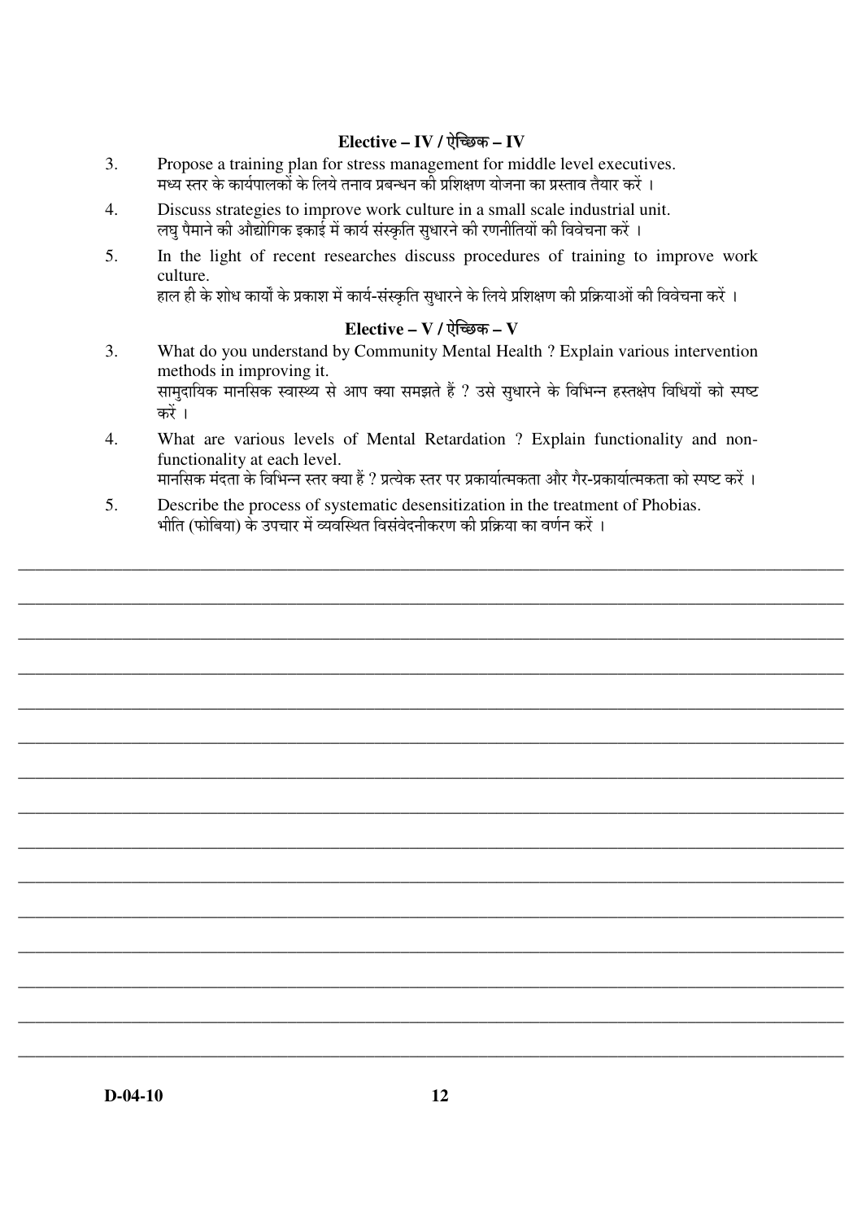## Elective – IV / ऐच्छिक – IV

3. Propose a training plan for stress management for middle level executives.
   मध्य स्तर के कार्यपालकों के लिये तनाव प्रबन्धन की प्रशिक्षण योजना का प्रस्ताव तैयार करें ।

4. Discuss strategies to improve work culture in a small scale industrial unit.
   लघु पैमाने की औद्योगिक इकाई में कार्य संस्कृति सुधारने की रणनीतियों की विवेचना करें ।

5. In the light of recent researches discuss procedures of training to improve work culture.
   हाल ही के शोध कार्यों के प्रकाश में कार्य-संस्कृति सुधारने के लिये प्रशिक्षण की प्रक्रियाओं की विवेचना करें ।

## Elective – V / ऐच्छिक – V

3. What do you understand by Community Mental Health ? Explain various intervention methods in improving it.
   सामुदायिक मानसिक स्वास्थ्य से आप क्या समझते हैं ? उसे सुधारने के विभिन्न हस्तक्षेप विधियों को स्पष्ट करें ।

4. What are various levels of Mental Retardation ? Explain functionality and non-functionality at each level.
   मानसिक मंदता के विभिन्न स्तर क्या हैं ? प्रत्येक स्तर पर प्रकार्यात्मकता और गैर-प्रकार्यात्मकता को स्पष्ट करें ।

5. Describe the process of systematic desensitization in the treatment of Phobias.
   भीति (फोबिया) के उपचार में व्यवस्थित विसंवेदनीकरण की प्रक्रिया का वर्णन करें ।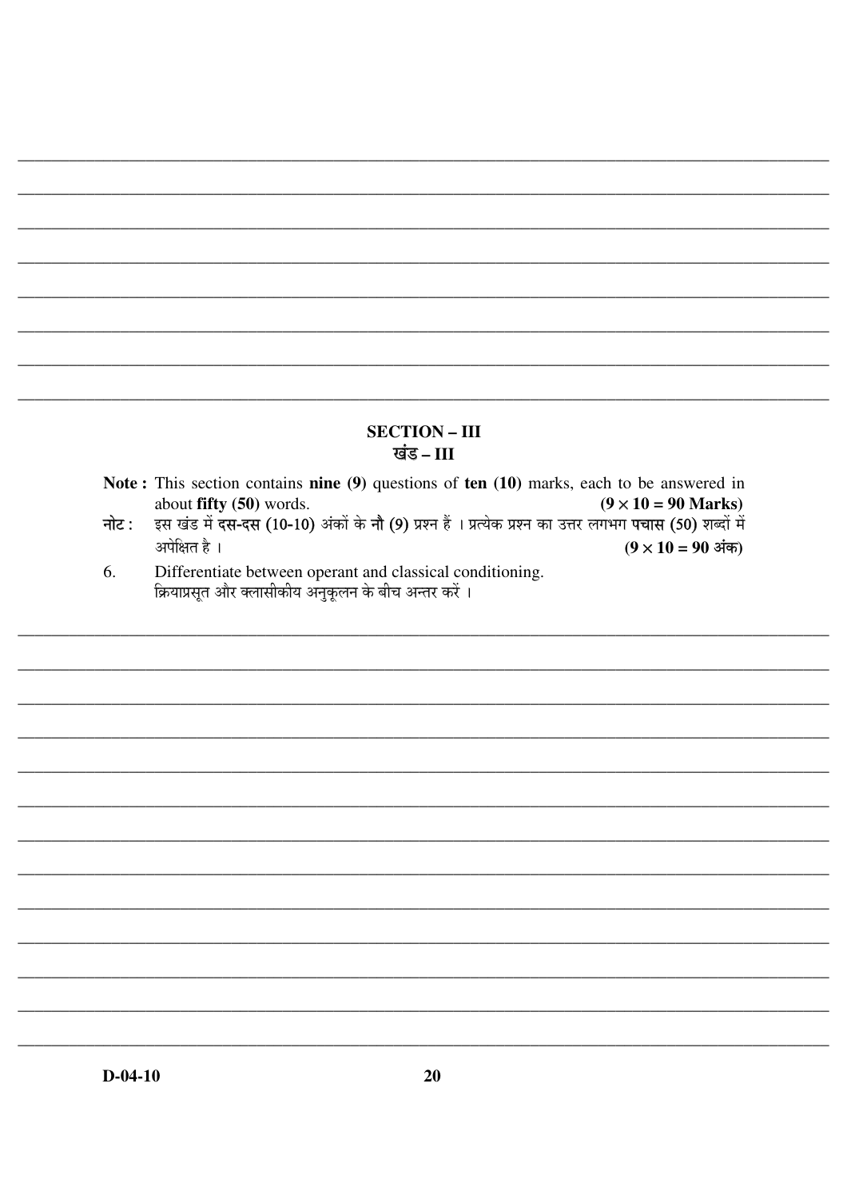## SECTION – III
## खंड – III

**Note :** This section contains **nine (9)** questions of **ten (10)** marks, each to be answered in about **fifty (50)** words. **(9 × 10 = 90 Marks)**

**नोट :** इस खंड में **दस-दस** (10-10) अंकों के **नौ** (9) प्रश्न हैं । प्रत्येक प्रश्न का उत्तर लगभग **पचास** (50) शब्दों में अपेक्षित है । **(9 × 10 = 90 अंक)**

6. Differentiate between operant and classical conditioning.
   क्रियाप्रसूत और क्लासीकीय अनुकूलन के बीच अन्तर करें ।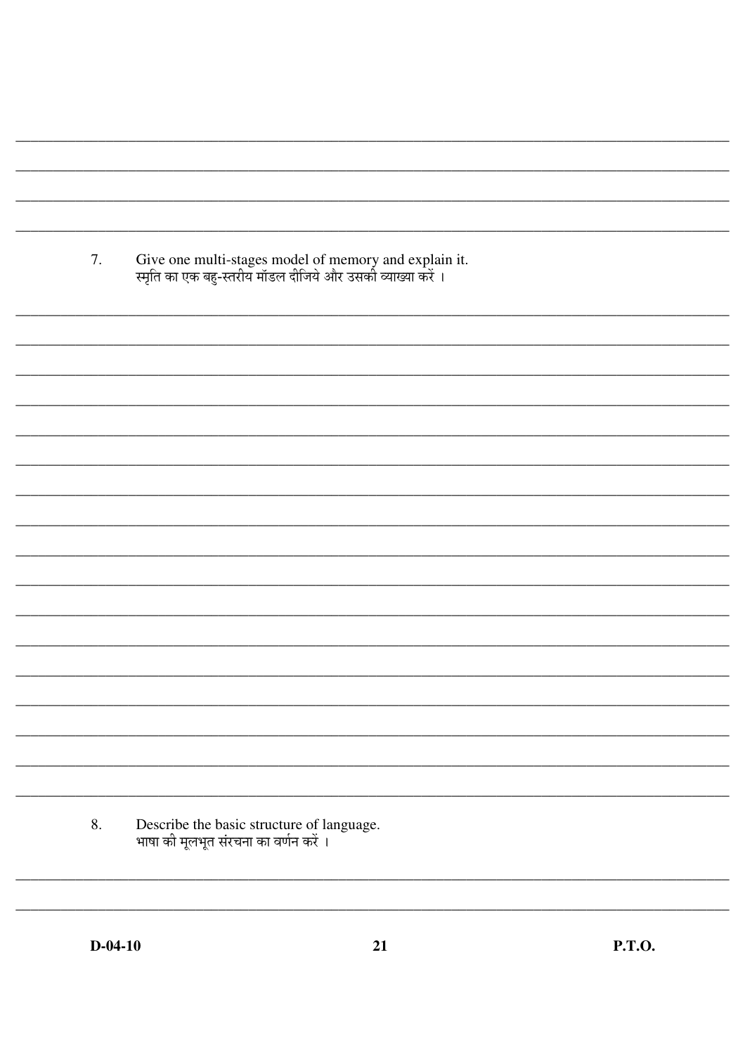7. Give one multi-stages model of memory and explain it.
स्मृति का एक बहु-स्तरीय मॉडल दीजिये और उसकी व्याख्या करें ।

8. Describe the basic structure of language.
भाषा की मूलभूत संरचना का वर्णन करें ।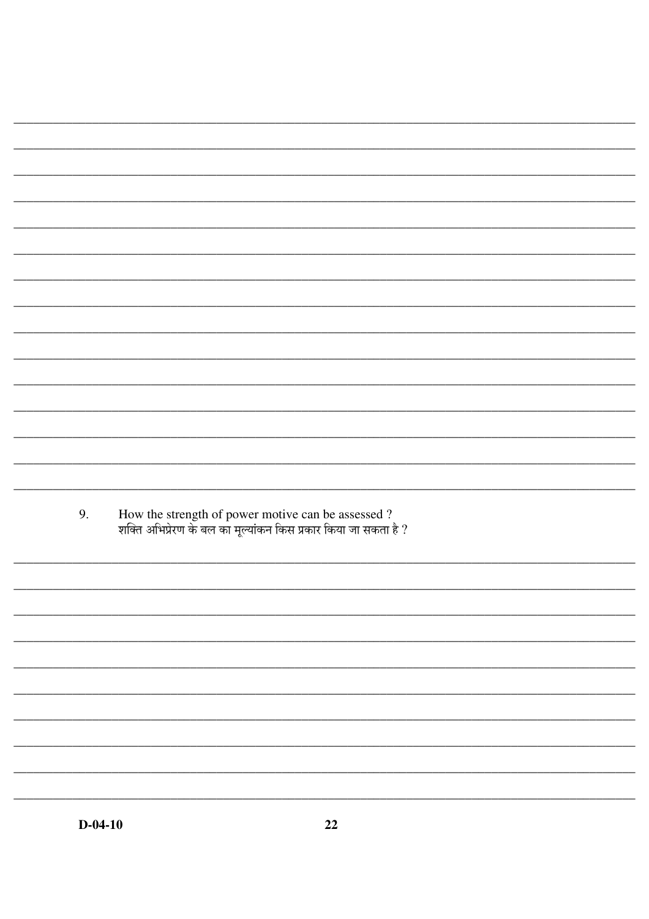9. How the strength of power motive can be assessed ?
   शक्ति अभिप्रेरण के बल का मूल्यांकन किस प्रकार किया जा सकता है ?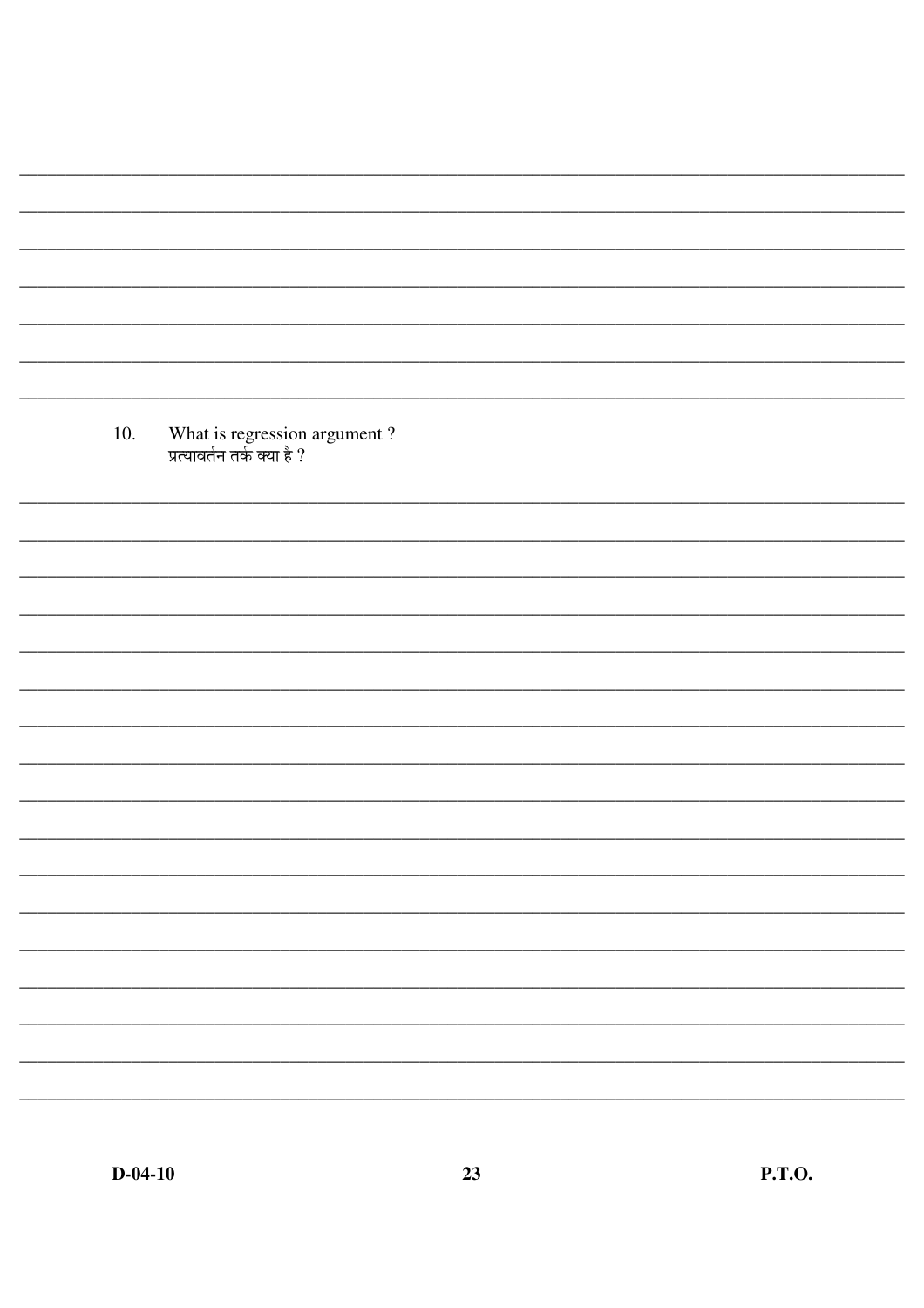10. What is regression argument ?
प्रत्यावर्तन तर्क क्या है ?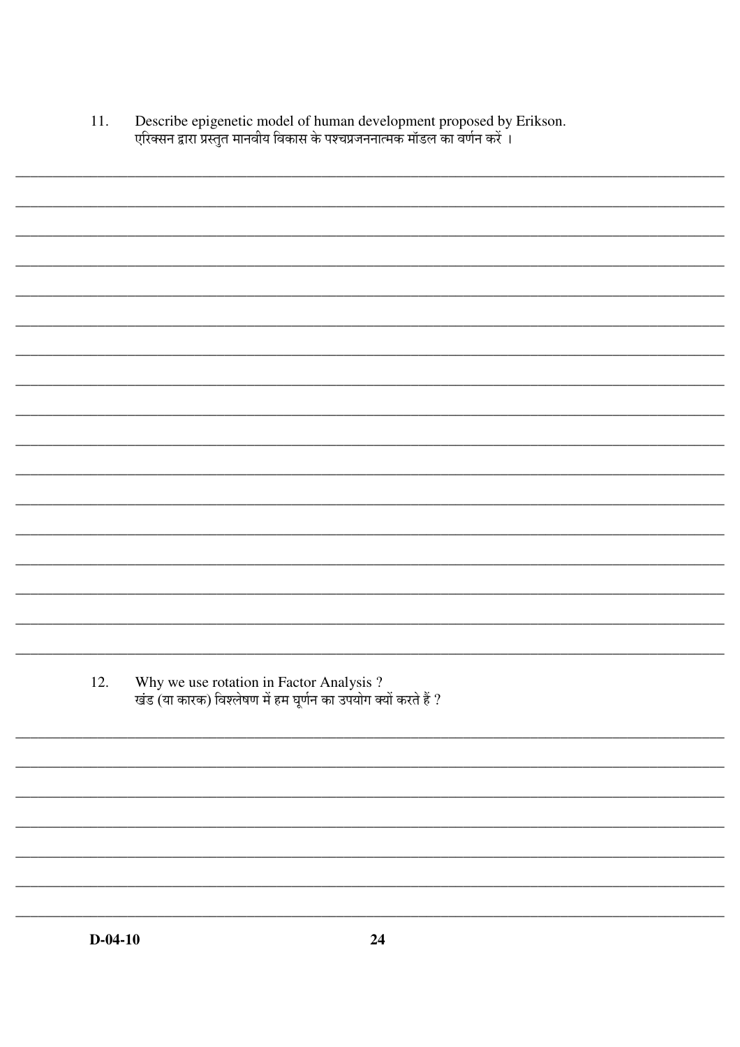11. Describe epigenetic model of human development proposed by Erikson.
एरिक्सन द्वारा प्रस्तुत मानवीय विकास के पश्चप्रजननात्मक मॉडल का वर्णन करें ।

12. Why we use rotation in Factor Analysis ?
खंड (या कारक) विश्लेषण में हम घूर्णन का उपयोग क्यों करते हैं ?

D-04-10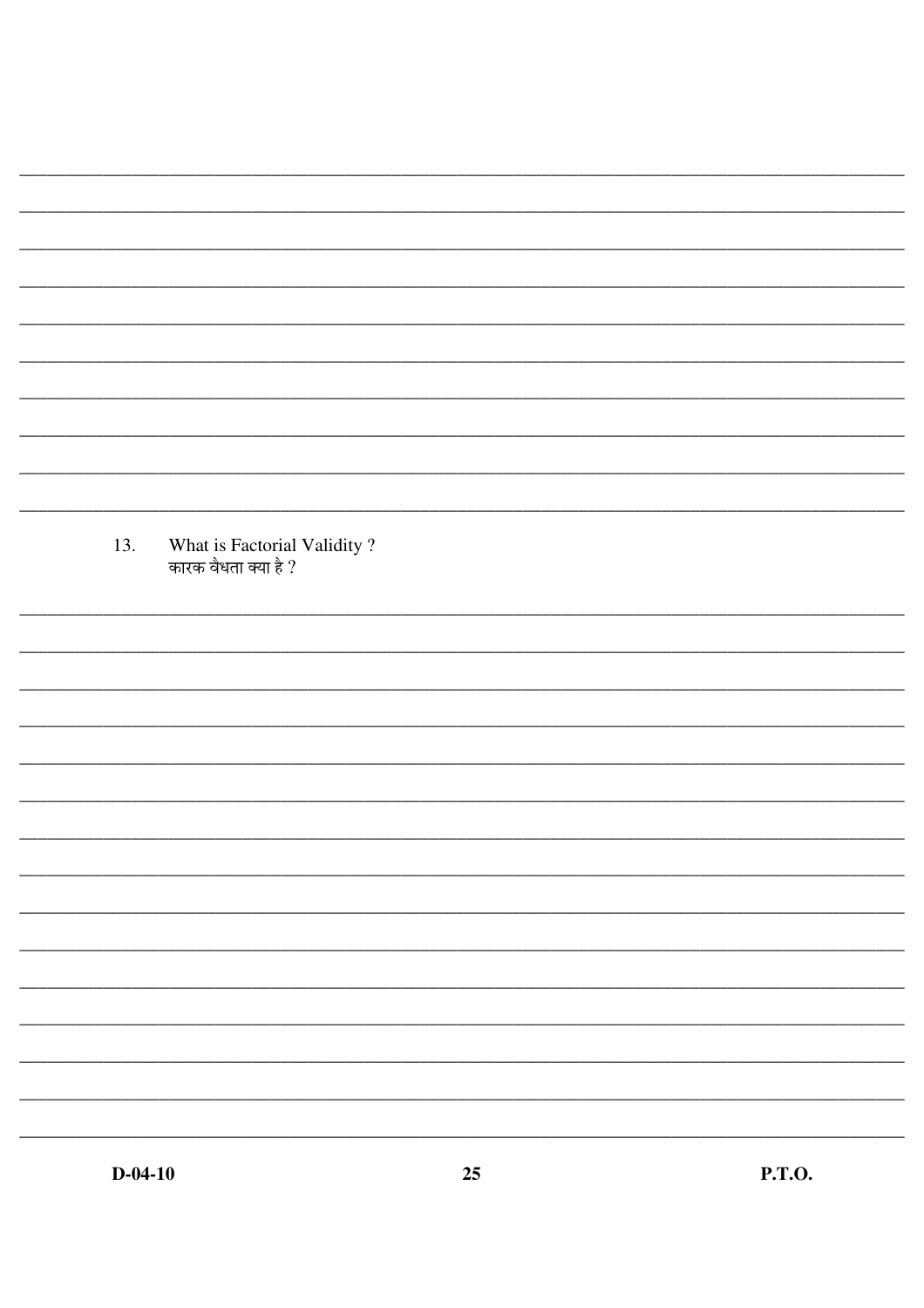13. What is Factorial Validity ?
    कारक वैधता क्या है ?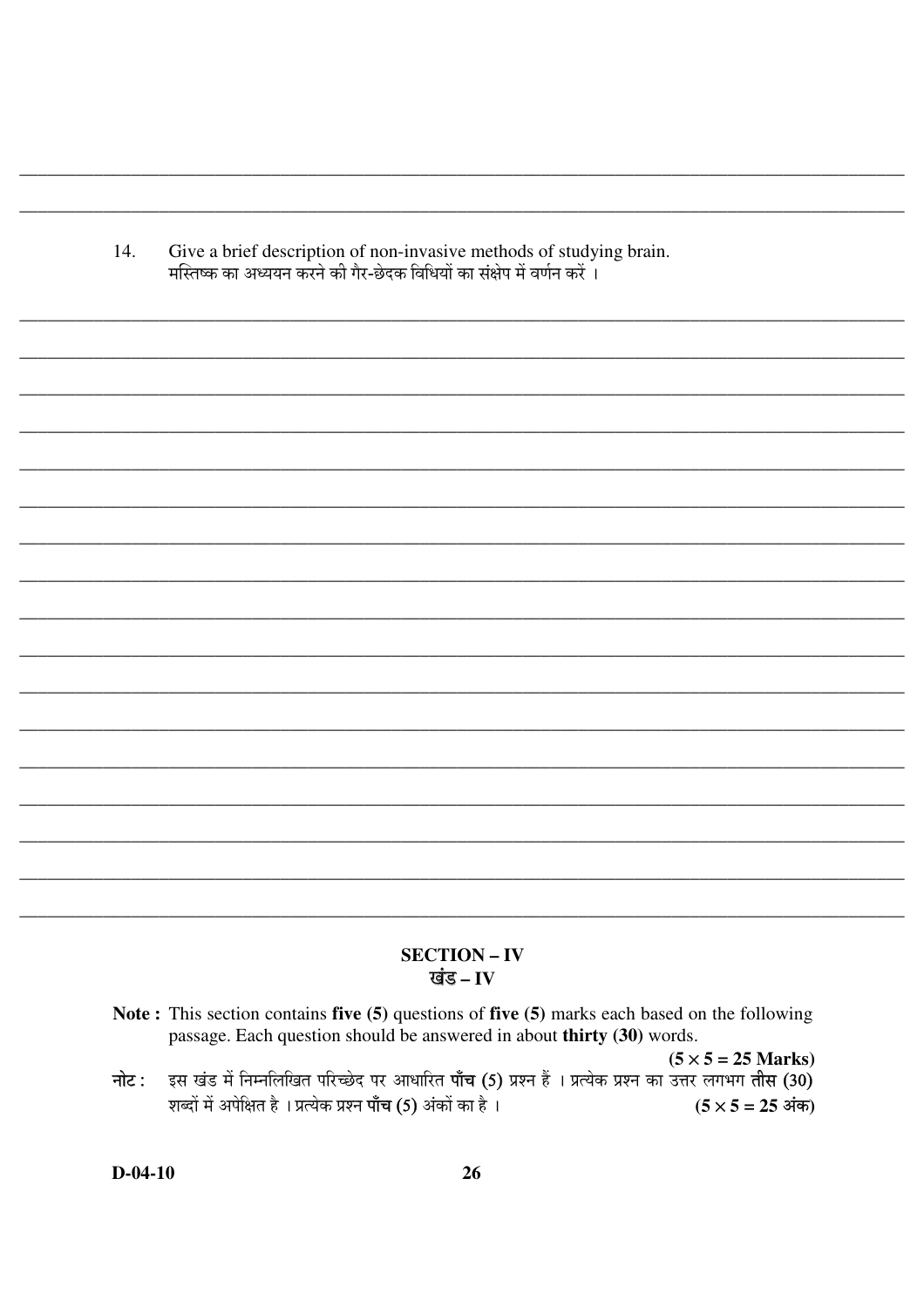14. Give a brief description of non-invasive methods of studying brain.
मस्तिष्क का अध्ययन करने की गैर-छेदक विधियों का संक्षेप में वर्णन करें ।

## SECTION – IV
## खंड – IV

**Note :** This section contains **five (5)** questions of **five (5)** marks each based on the following passage. Each question should be answered in about **thirty (30)** words.
**(5 × 5 = 25 Marks)**

**नोट :** इस खंड में निम्नलिखित परिच्छेद पर आधारित **पाँच** (5) प्रश्न हैं । प्रत्येक प्रश्न का उत्तर लगभग **तीस (30)** शब्दों में अपेक्षित है । प्रत्येक प्रश्न **पाँच** (5) अंकों का है ।
**(5 × 5 = 25 अंक)**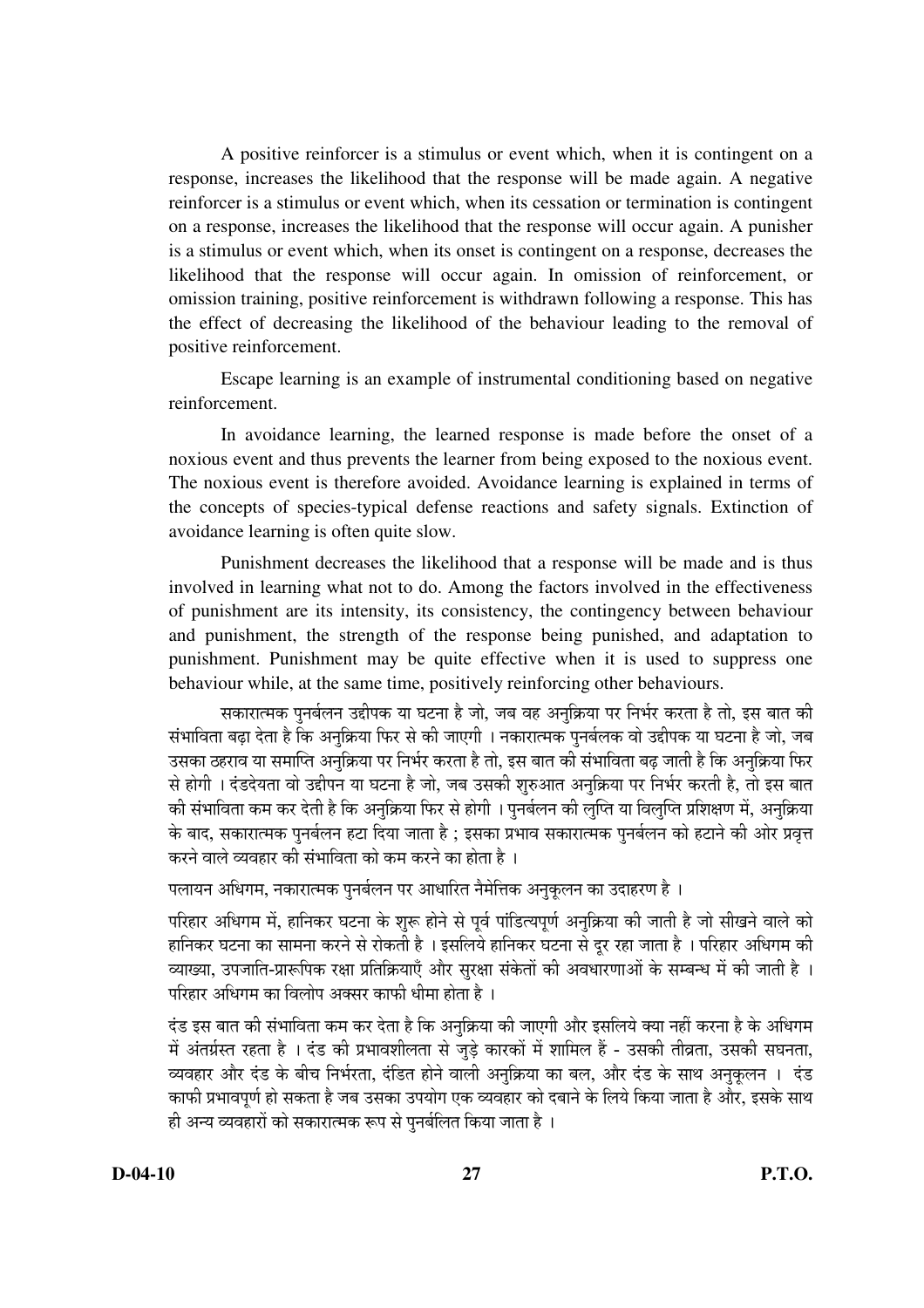A positive reinforcer is a stimulus or event which, when it is contingent on a response, increases the likelihood that the response will be made again. A negative reinforcer is a stimulus or event which, when its cessation or termination is contingent on a response, increases the likelihood that the response will occur again. A punisher is a stimulus or event which, when its onset is contingent on a response, decreases the likelihood that the response will occur again. In omission of reinforcement, or omission training, positive reinforcement is withdrawn following a response. This has the effect of decreasing the likelihood of the behaviour leading to the removal of positive reinforcement.

Escape learning is an example of instrumental conditioning based on negative reinforcement.

In avoidance learning, the learned response is made before the onset of a noxious event and thus prevents the learner from being exposed to the noxious event. The noxious event is therefore avoided. Avoidance learning is explained in terms of the concepts of species-typical defense reactions and safety signals. Extinction of avoidance learning is often quite slow.

Punishment decreases the likelihood that a response will be made and is thus involved in learning what not to do. Among the factors involved in the effectiveness of punishment are its intensity, its consistency, the contingency between behaviour and punishment, the strength of the response being punished, and adaptation to punishment. Punishment may be quite effective when it is used to suppress one behaviour while, at the same time, positively reinforcing other behaviours.

सकारात्मक पुनर्बलन उद्दीपक या घटना है जो, जब वह अनुक्रिया पर निर्भर करता है तो, इस बात की संभाविता बढ़ा देता है कि अनुक्रिया फिर से की जाएगी । नकारात्मक पुनर्बलक वो उद्दीपक या घटना है जो, जब उसका ठहराव या समाप्ति अनुक्रिया पर निर्भर करता है तो, इस बात की संभाविता बढ़ जाती है कि अनुक्रिया फिर से होगी । दंडदेयता वो उद्दीपन या घटना है जो, जब उसकी शुरुआत अनुक्रिया पर निर्भर करती है, तो इस बात की संभाविता कम कर देती है कि अनुक्रिया फिर से होगी । पुनर्बलन की लुप्ति या विलुप्ति प्रशिक्षण में, अनुक्रिया के बाद, सकारात्मक पुनर्बलन हटा दिया जाता है ; इसका प्रभाव सकारात्मक पुनर्बलन को हटाने की ओर प्रवृत्त करने वाले व्यवहार की संभाविता को कम करने का होता है ।

पलायन अधिगम, नकारात्मक पुनर्बलन पर आधारित नैमेत्तिक अनुकूलन का उदाहरण है ।

परिहार अधिगम में, हानिकर घटना के शुरू होने से पूर्व पांडित्यपूर्ण अनुक्रिया की जाती है जो सीखने वाले को हानिकर घटना का सामना करने से रोकती है । इसलिये हानिकर घटना से दूर रहा जाता है । परिहार अधिगम की व्याख्या, उपजाति-प्रारूपिक रक्षा प्रतिक्रियाएँ और सुरक्षा संकेतों की अवधारणाओं के सम्बन्ध में की जाती है । परिहार अधिगम का विलोप अक्सर काफी धीमा होता है ।

दंड इस बात की संभाविता कम कर देता है कि अनुक्रिया की जाएगी और इसलिये क्या नहीं करना है के अधिगम में अंतर्ग्रस्त रहता है । दंड की प्रभावशीलता से जुड़े कारकों में शामिल हैं - उसकी तीव्रता, उसकी सघनता, व्यवहार और दंड के बीच निर्भरता, दंडित होने वाली अनुक्रिया का बल, और दंड के साथ अनुकूलन । दंड काफी प्रभावपूर्ण हो सकता है जब उसका उपयोग एक व्यवहार को दबाने के लिये किया जाता है और, इसके साथ ही अन्य व्यवहारों को सकारात्मक रूप से पुनर्बलित किया जाता है ।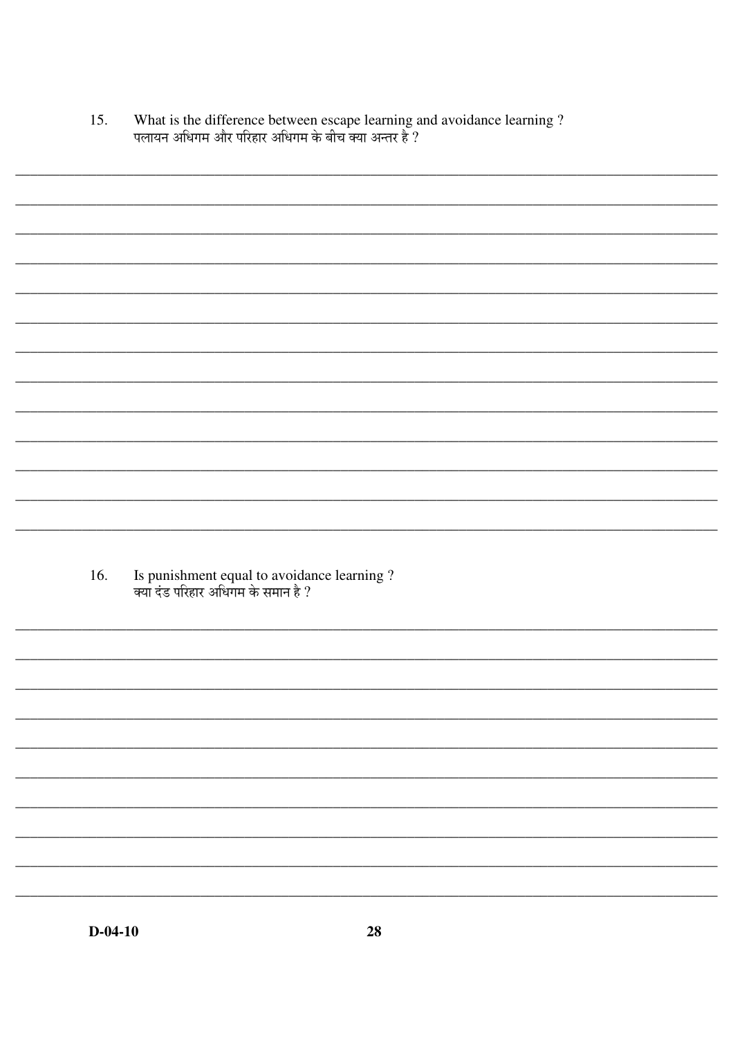15. What is the difference between escape learning and avoidance learning ?
पलायन अधिगम और परिहार अधिगम के बीच क्या अन्तर है ?

16. Is punishment equal to avoidance learning ?
क्या दंड परिहार अधिगम के समान है ?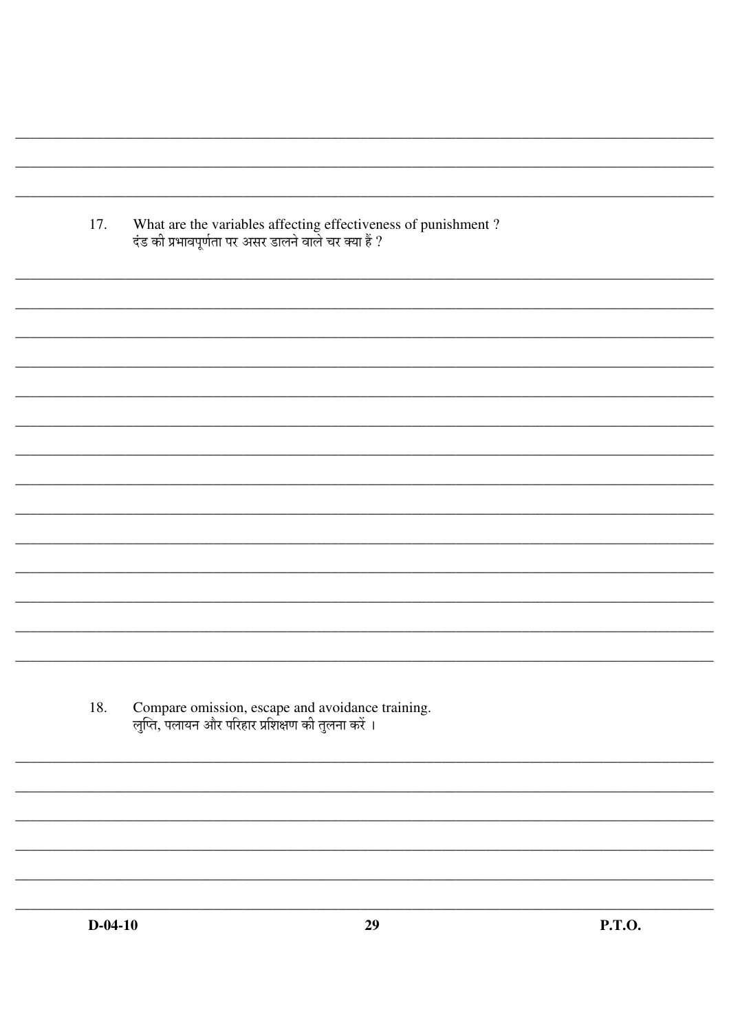17. What are the variables affecting effectiveness of punishment ?
    दंड की प्रभावपूर्णता पर असर डालने वाले चर क्या हैं ?

18. Compare omission, escape and avoidance training.
    लुप्ति, पलायन और परिहार प्रशिक्षण की तुलना करें ।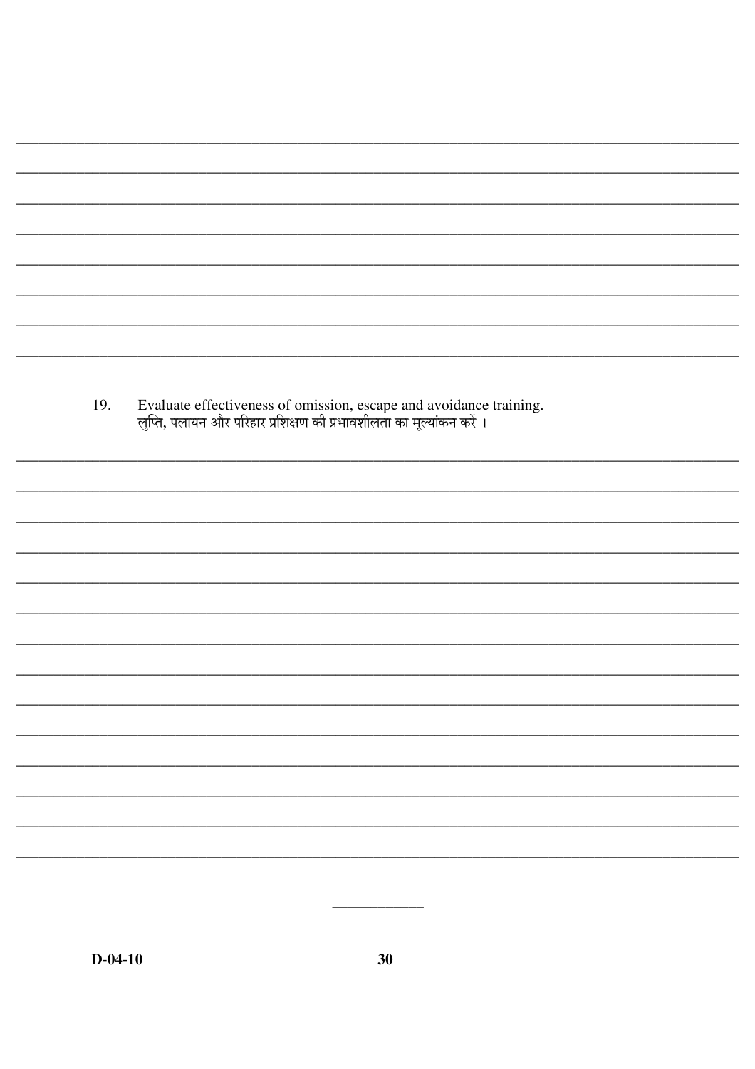19. Evaluate effectiveness of omission, escape and avoidance training.
लुप्ति, पलायन और परिहार प्रशिक्षण की प्रभावशीलता का मूल्यांकन करें ।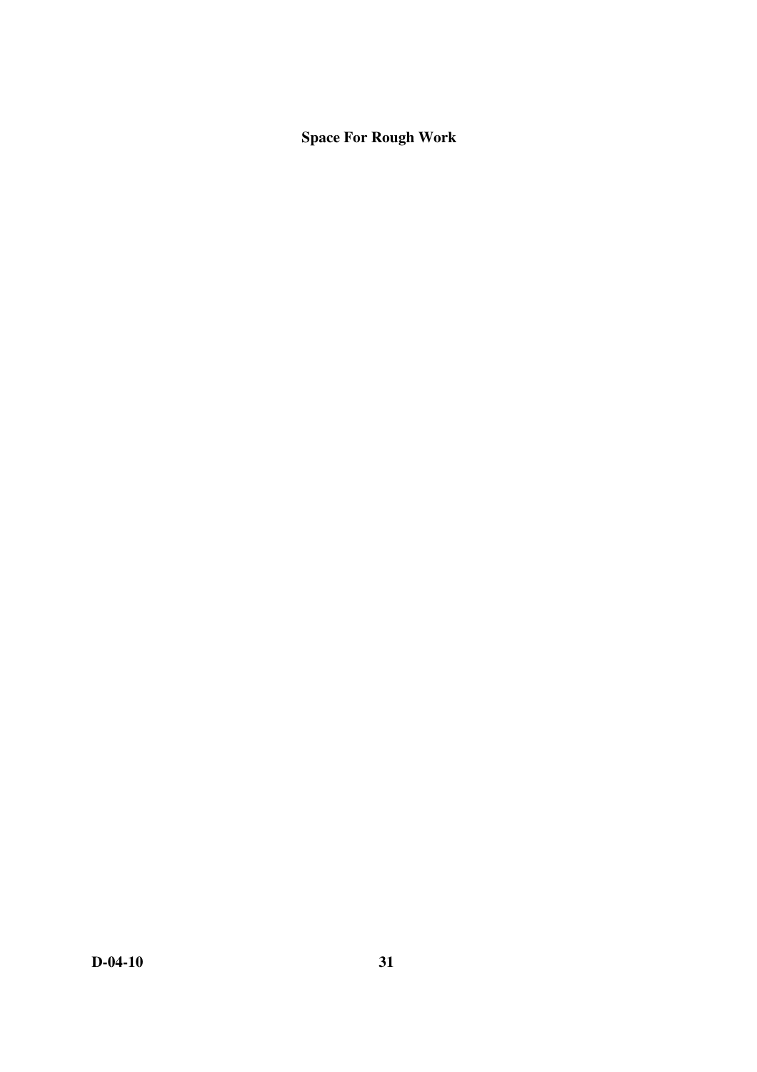**Space For Rough Work**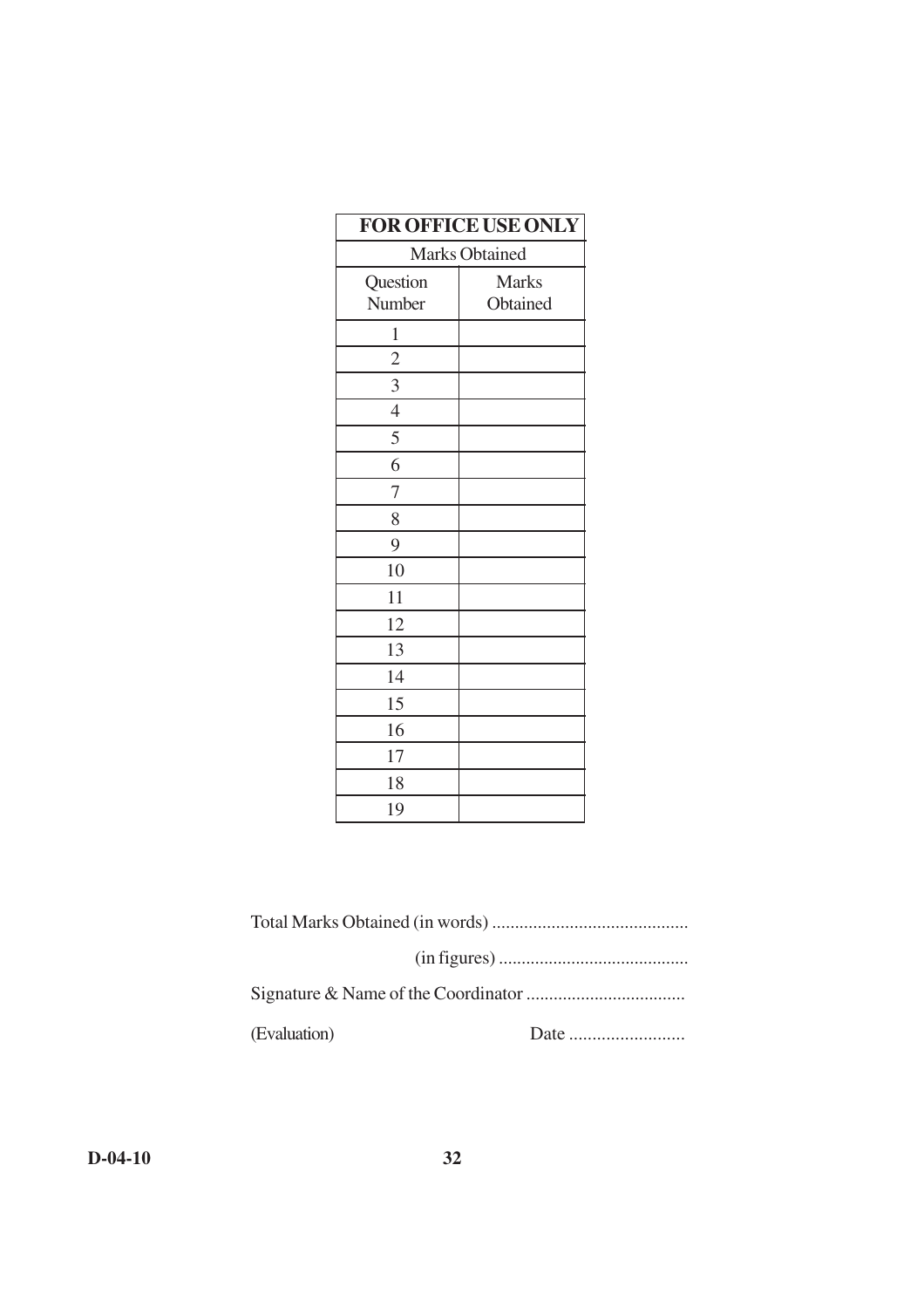| FOR OFFICE USE ONLY | |
|---|---|
| Marks Obtained | |
| Question Number | Marks Obtained |
| 1 | |
| 2 | |
| 3 | |
| 4 | |
| 5 | |
| 6 | |
| 7 | |
| 8 | |
| 9 | |
| 10 | |
| 11 | |
| 12 | |
| 13 | |
| 14 | |
| 15 | |
| 16 | |
| 17 | |
| 18 | |
| 19 | |

Total Marks Obtained (in words) ...........................................

(in figures) ..........................................

Signature & Name of the Coordinator ..................................

(Evaluation) Date .........................

D-04-10